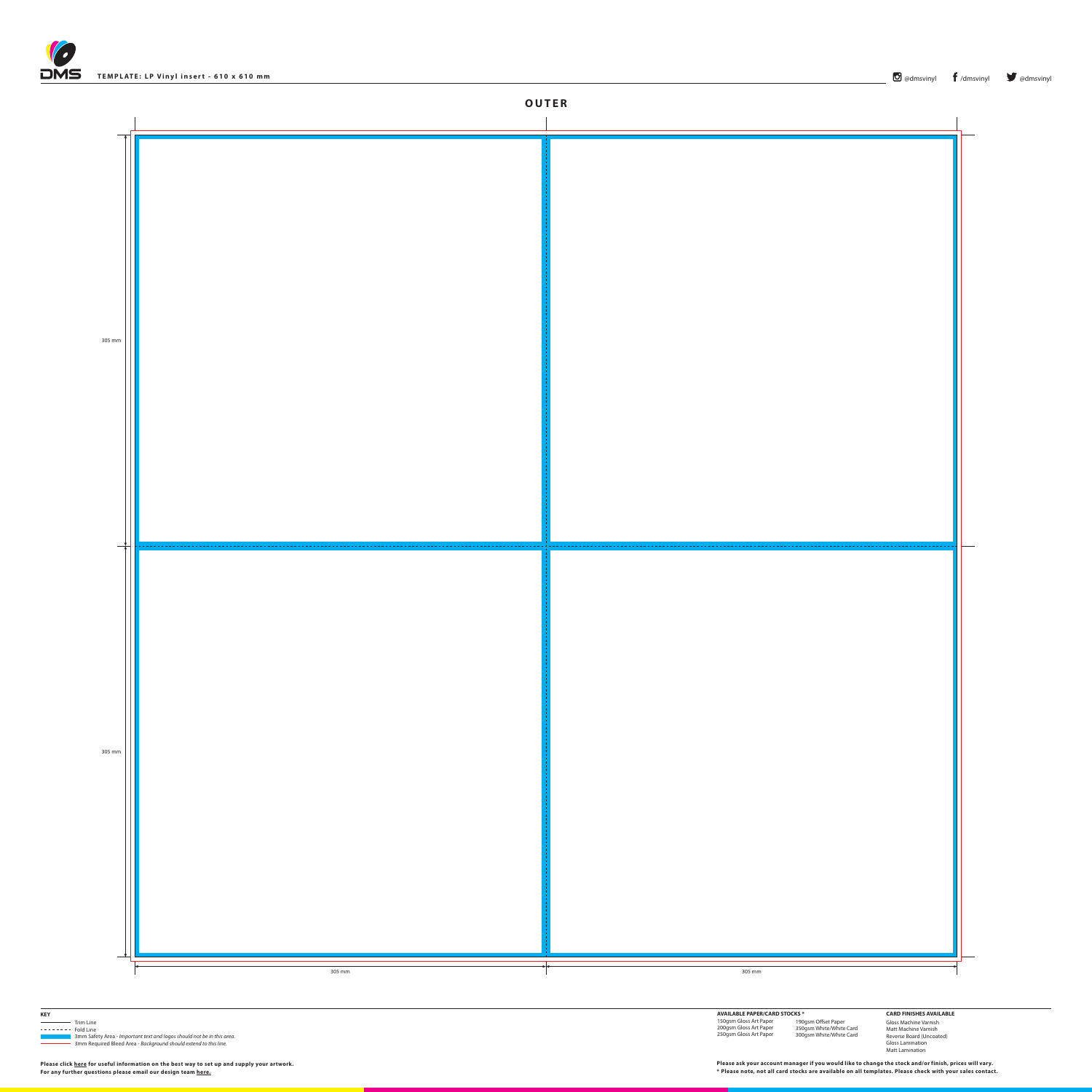**TEMPLATE: LP Vinyl insert - 610 x 610 mm**

@dmsvinyl /dmsvinyl @dmsvinyl

## OUTER

305 mm

305 mm

305 mm

305 mm

**KEY**

Trim Line
Fold Line
3mm Safety Area - *Important text and logos should not be in this area.*
3mm Required Bleed Area - *Background should extend to this line.*

**Please click here for useful information on the best way to set up and supply your artwork.**
**For any further questions please email our design team here.**

**AVAILABLE PAPER/CARD STOCKS ***

150gsm Gloss Art Paper
200gsm Gloss Art Paper
250gsm Gloss Art Paper
190gsm Offset Paper
350gsm White/White Card
300gsm White/White Card

**CARD FINISHES AVAILABLE**

Gloss Machine Varnish
Matt Machine Varnish
Reverse Board (Uncoated)
Gloss Lamination
Matt Lamination

**Please ask your account manager if you would like to change the stock and/or finish, prices will vary.**
*** Please note, not all card stocks are available on all templates. Please check with your sales contact.**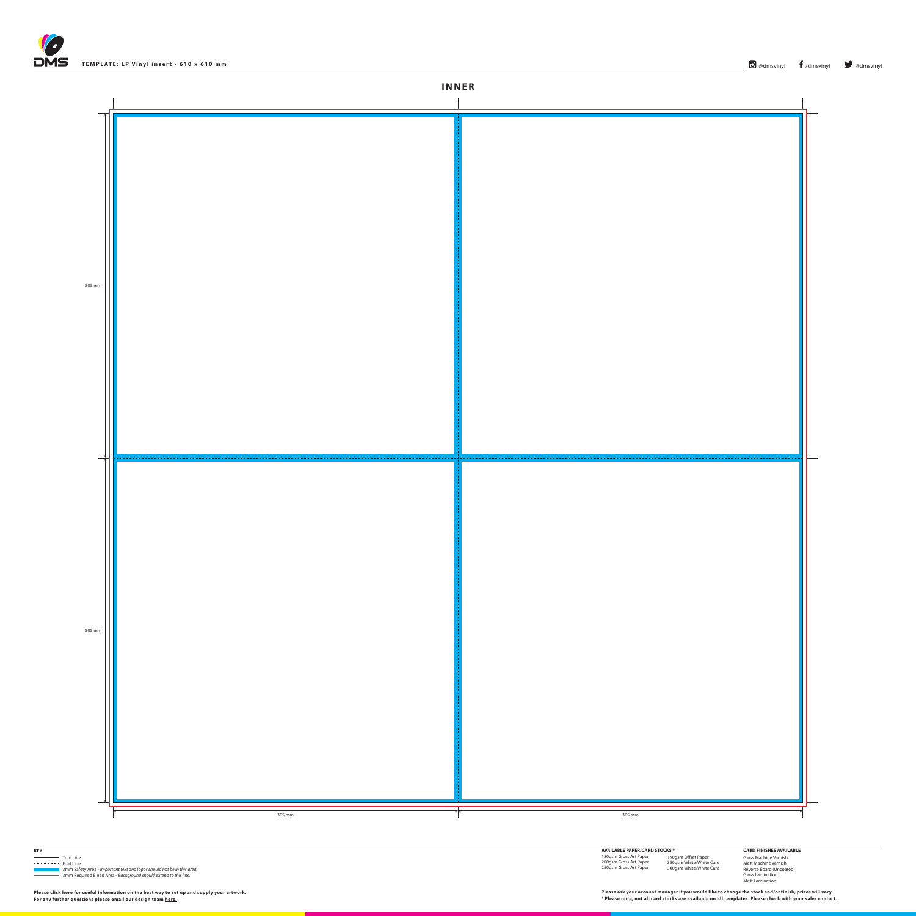**TEMPLATE: LP Vinyl insert - 610 x 610 mm**

@dmsvinyl /dmsvinyl @dmsvinyl

## INNER

305 mm

305 mm

305 mm

305 mm

**KEY**

Trim Line

Fold Line

3mm Safety Area - *Important text and logos should not be in this area.*

3mm Required Bleed Area - *Background should extend to this line.*

**Please click here for useful information on the best way to set up and supply your artwork.**
**For any further questions please email our design team here.**

**AVAILABLE PAPER/CARD STOCKS ***

150gsm Gloss Art Paper
200gsm Gloss Art Paper
250gsm Gloss Art Paper

190gsm Offset Paper
350gsm White/White Card
300gsm White/White Card

**CARD FINISHES AVAILABLE**

Gloss Machine Varnish
Matt Machine Varnish
Reverse Board (Uncoated)
Gloss Lamination
Matt Lamination

**Please ask your account manager if you would like to change the stock and/or finish, prices will vary.**
**\* Please note, not all card stocks are available on all templates. Please check with your sales contact.**